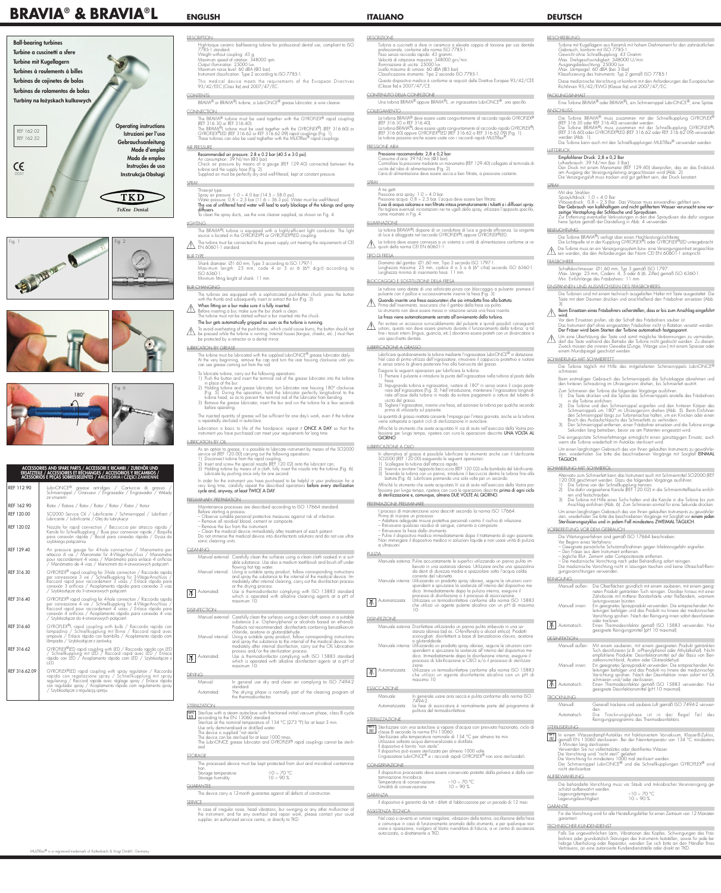# BRAVIA® & BRAVIA®L

**Ball-bearing turbines**
**Turbine a cuscinetti a sfere**
**Turbine mit Kugellagern**
**Turbines à roulements à billes**
**Turbinas de cojinetes de bolas**
**Turbinas de rolamentos de bolas**
**Turbiny na łożyskach kulkowych**

REF 162.02
REF 162.52

CE 0051

**Operating instructions**
**Istruzioni per l'uso**
**Gebrauchsanleitung**
**Mode d'emploi**
**Modo de empleo**
**Instruções de uso**
**Instrukcja Obsługi**

TKD
TeKne Dental

Fig. 1 Fig. 2 Fig. 3 Fig. 4 Fig. 5 Fig. 6

180°

**ACCESSORIES AND SPARE PARTS / ACCESSORI E RICAMBI / ZUBEHÖR UND ERSATZTEILE / ACCESSOIRES ET RECHANGES / ACCESORIOS Y RECAMBIOS / ACESSÓRIOS E PEÇAS SOBRESSELENTES / AKCESORIA I CZĘŚCI ZAMIENNE**

| | |
|---|---|
| REF 112.90 | LubriONCE® grease cartridges / Cartuccie di grasso / Schmiermippel / Graisseur / Engrasador / Engraxador / Wkłady ze smarem |
| REF 162.90 | Rotor / Rotore / Rotor / Rotor / Rotor / Rotor |
| REF 120.00 | SO2000 Service Oil / Lubrificante / Schmiermippel / Lubrifiant / Lubricante / Lubrificante / Olej do lubrykacyi |
| REF 120.02 | Nozzle for rapid connection / Beccuccio per attacco rapido / Kanüle für Schnellkupplung / Buse pour connexion rapide / Boquilla para conexión rápida / Bocal para conexão rápida / Dysza do szybkiego połączenia |
| REF 129.40 | Air pressure gauge for 4-hole connection / Manometro per attacco 4 vie / Manometer für 4-Wege-Anschluss / Manomètre pour raccordement 4 voies / Manómetro para enlace 4 orificios / Manómetro de 4 vias / Manometr do 4-otworowych połączeń |
| REF 316.30 | GYROFLEX® rapid coupling for 3-hole connection / Raccordo rapido per connessione 3 vie / Schnellkupplung für 3-Wege-Anschluss / Raccord rapid pour raccordement 3 voies / Enlace rápido para conexión 3 orificios / Acoplamento rápido para conexão 3 vias / Szybkozłącze do 3-otworowych połączeń |
| REF 316.40 | GYROFLEX® rapid coupling for 4-hole connection / Raccordo rapido per connessione 4 vie / Schnellkupplung für 4-Wege-Anschluss / Raccord rapid pour raccordement 4 voies / Enlace rápido para conexión 4 orificios / Acoplamento rápido para conexão 4 vias / Szybkozłącze do 4-otworowych połączeń |
| REF 316.60 | GYROFLEX®L rapid coupling with bulb / Raccordo rapido con lampadina / Schnellkupplung mit Birne / Raccord rapid avec ampoule / Enlace rápido con bombilla / Acoplamento rápido com lâmpada / Szybkozłącze z żarówką |
| REF 316.62 | GYROFLEX®LED rapid coupling with LED / Raccordo rapido con LED / Schnellkupplung mit LED / Raccord rapid avec LED / Enlace rápido con LED / Acoplamento rápido com LED / Szybkozłącze z LED |
| REF 316.62.09 | GYROFLEX®LED rapid coupling with spray regulation / Raccordo rapido con regolazione spray / Schnellkupplung mit Spray regulierung / Raccord rapid avec réglage spray / Enlace rápido con regulador spray / Acoplamento rápido com regulamento spray / Szybkozłącze z regulacją spreju |

MULTIflex® is a registered trademark of Kaltenbach & Voigt GmbH, Germany

## ENGLISH

### DESCRIPTION

High-torque ceramic ball-bearing turbine for professional dental use; compliant to ISO 7785-1 standard.
Weight without coupling: 43 g.
Maximum speed of rotation: 348000 rpm.
Output illumination: 25000 lux.
Maximum noise level: 60 dBA (Ø3 bar).
Instrument classification: Type 2 according to ISO 7785-1.

This medical device meets the requirements of the European Directives 93/42/EEC (Class IIa) and 2007/47/EC.

### CONTENTS

BRAVIA® or BRAVIA®L turbine, a LubriONCE® grease lubricator, a wire cleaner.

### CONNECTION

The BRAVIA® turbine must be used together with the GYROFLEX® rapid coupling (REF 316.30 or REF 316.40).
The BRAVIA®L turbine must be used together with the GYROFLEX®L (REF 316.60) or GYROFLEX®LED (REF 316.62 or REF 316.62.09) rapid couplings (Fig. 1).
These turbines can also be used together with the MULTIflex® rapid couplings.

### AIR PRESSURE

**Recommended air pressure: 2.8 ± 0.2 bar (40.5 ± 3.0 psi).**
Air consumption: 39 Nl/min (Ø3 bar).
Check air pressure by means of a gauge (REF 129.40) connected between the turbine and the supply hose (Fig. 2).
Supplied air must be perfectly dry and well-filtered, kept at constant pressure.

### SPRAY

Three-jet type.
Spray air pressure: 1.0 ÷ 4.0 bar (14.5 ÷ 58.0 psi).
Water pressure: 0.8 ÷ 2.5 bar (11.6 ÷ 36.3 psi). Water must be well-filtered.
**The use of unfiltered hard water will lead to early blockage of the tubings and spray diffusers.**
To clean the spray ducts, use the wire cleaner supplied, as shown on Fig. 4.

### LIGHTING

The BRAVIA®L turbine is equipped with a highly-efficient light conductor. The light source is located in the GYROFLEX®L or GYROFLEX®LED coupling.

⚠ The turbine must be connected to the power supply unit meeting the requirements of CEI EN 60601-1 standard.

### BUR TYPE

Shank diameter: Ø1.60 mm, Type 3 according to ISO 1797-1.
Maximum length: 25 mm, code 4 or 5 or 6 (6th digit) according to ISO 6360-1.
Minimum fitting lenght of shank: 11 mm.

### BUR CHANGING

The turbines are equipped with a sophisticated push-button chuck: press the button with the thumb and subsequently insert or extract the bur (Fig. 3).

⚠ **When fitting on a bur make sure it is fully inserted.**
Before inserting a bur, make sure the bur shank is clean.
The turbine must not be started without a bur inserted into the chuck.
**The bur gets automatically gripped as soon as the turbine is running.**

⚠ To avoid overheating of the push-button, which could cause burns, the button should not be pressed while the turbine is running. Internal tissues (tongue, cheeks, etc..) must then be protected by a retractor or a dental mirror.

### LUBRICATION BY GREASE

The turbine must be lubricated with the supplied LubriONCE® grease lubricator daily. At the very beginning, remove the cap and turn the rear housing clockwise until you can see grease coming out from the rod.

To lubricate turbine, carry out the following operations:
1) Push the button and insert the terminal rod of the grease lubricator into the turbine in place of the bur.
2) Holding turbine and grease lubricator, turn lubricator rear housing 180° clockwise (Fig. 5). During the operation, hold the lubricator perfectly longitudinal to the turbine head, so as to prevent the terminal rod of the lubricator from bending.
3) Remove the grease lubricator, insert the bur and run the turbine for a few seconds before operating.

The injected quantity of grease will be sufficient for one day's work, even if the turbine is repeatedly sterilized in autoclave.

Lubrication is basic to life of the handpiece: repeat it **ONCE A DAY** so that the instrument you have purchased can meet your requirements for long time.

### LUBRICATION BY OIL

As an option to grease, it is possible to lubricate instrument by means of the SO2000 service oil (REF 120.00) carrying out the following operations:
1) Disconnect turbine from the rapid coupling;
2) Insert and screw the special nozzle (REF 120.02) onto the lubricant can;
3) Holding turbine by means of a cloth, fully insert the nozzle into the turbine (Fig. 6). Lubricate by pushing once only for one second.

In order for the instrument you have purchased to be helpful in your profession for a very long time, carefully repeat the described operations **before every sterilization cycle and, anyway, at least TWICE A DAY**.

### PRELIMINARY PREPARATION

Maintenance processes are described according to ISO 17664 standard.
Before starting a process:
– Observe suitable personal protective measures against risk of infection.
– Remove all residual blood, cement or composite.
– Remove the bur from the instrument.
– Clean the medical device immediately after treatment of each patient.
Do not immerse the medical device into disinfectants solutions and do not use ultrasonic cleaning units.

### CLEANING

| | |
|---|---|
| Manual external: | Carefully clean the surfaces using a clean cloth soaked in a suitable substance. Use also a medium toothbrush and brush off under flowing hot tap water. |
| Manual internal: | Using a suitable spray product, follow corresponding instructions and spray the substance to the internal of the medical device. Immediately after internal cleaning, carry out the disinfection process or the drying process. |
| Automated: | Use a thermodisinfector complying with ISO 15883 standard which is operated with alkaline cleaning agents at a pH of maximum 10. |

### DISINFECTION

| | |
|---|---|
| Manual external: | Carefully clean the surfaces using a clean cloth soaked in a suitable substance (i.e.: O-phenylphenol or alcohols based on ethanol). Products not recommended: disinfectants containing benzalkonium chloride, acetone or glutaraldehyde. |
| Manual internal: | Using a suitable spray product, follow corresponding instructions and spray the substance to the internal of the medical device. Immediately after internal disinfection, carry out the OIL lubrication process and/or the sterilization process. |
| Automated: | Use a thermodisinfector complying with ISO 15883 standard which is operated with alkaline disinfectant agents at a pH of maximum 10. |

### DRYING

| | |
|---|---|
| Manual: | In general use dry and clean air complying to ISO 7494-2 standard. |
| Automated: | The drying phase is normally part of the cleaning program of the thermodisinfector. |

### STERILIZATION

Sterilize with a steam autoclave with fractionated initial vacuum phase, class B cycle according to the EN 13060 standard.
Sterilize at the nominal temperature of 134 °C (273 °F) for at least 3 min.
Use only demineralised or distilled water.
The device is supplied "not sterile".
The device can be sterilized for at least 1000 times.
The LubriONCE grease lubricator and GYROFLEX® rapid couplings cannot be sterilized.

### STORAGE

The processed device must be kept protected from dust and microbial contamination.
Storage temperature: -10 ÷ 70 °C
Storage humidity: 10 ÷ 90 %

### GUARANTEE

The device carry a 12-month guarantee against all defects of construction.

### SERVICE

In case of irregular noise, head vibrations, bur swinging or any other malfunction of the instrument, and for any overhaul and repair work, please contact your usual supplier, an authorized service centre, or directly to TKD.

## ITALIANO

### DESCRIZIONE

Turbina a cuscinetti a sfere in ceramica a elevata coppia di torsione per uso dentale professionale, conforme alla norma ISO 7785-1.
Peso senza raccordo rapido: 43 grammi.
Velocità di rotazione massima: 348000 giri/min.
Illuminazione di uscita: 25000 lux.
Livello massimo di rumore: 60 dBA (Ø3 bar).
Classificazione strumento: Tipo 2 secondo ISO 7785-1.

Questo dispositivo medico è conforme ai requisiti delle Direttive Europee 93/42/CEE (Classe IIa) e 2007/47/CE.

### CONTENUTO DELLA CONFEZIONE

Una turbina BRAVIA® oppure BRAVIA®L, un ingrassatore LubriONCE®, uno specillo.

### COLLEGAMENTO

La turbina BRAVIA® deve essere usata congiuntamente al raccordo rapido GYROFLEX® (REF 316.30 o REF 316.40).
La turbina BRAVIA®L deve essere usata congiuntamente al raccordo rapido GYROFLEX®L (REF 316.60) oppure GYROFLEX®LED (REF 316.62 o REF 316.62.09) (Fig. 1).
Le turbine possono anche essere usate con i raccordi rapidi MULTIflex®.

### PRESSIONE ARIA

**Pressione raccomandata: 2,8 ± 0,2 bar.**
Consumo d'aria: 39 Nl/min (Ø3 bar).
Controllare la pressione mediante un manometro (REF 129.40) collegato al terminale di uscita del tubo di alimentazione (Fig. 2).
L'aria di alimentazione deve essere secca e ben filtrata, a pressione costante.

### SPRAY

A tre getti.
Pressione aria spray: 1,0 ÷ 4,0 bar.
Pressione acqua: 0,8 ÷ 2,5 bar. L'acqua deve essere ben filtrata.
**L'uso di acqua calcarea e non filtrata intasa prematuramente i tubetti e i diffusori spray.**
Per togliere eventuali incrostazioni nei tre ugelli dello spray, utilizzare l'apposito specillo, come mostrato in Fig. 4.

### ILLUMINAZIONE

La turbina BRAVIA®L dispone di un conduttore di luce a grande efficienza. La sorgente di luce è alloggiata nel raccordo GYROFLEX®L oppure GYROFLEX®LED.

⚠ La turbina deve essere connessa a un sistema o unità di alimentazione conforme ai requisiti della norma CEI EN 60601-1.

### TIPO DI FRESA

Diametro del gambo: Ø1,60 mm, Tipo 3 secondo ISO 1797-1.
Lunghezza massima: 25 mm, codice 4 o 5 o 6 (6° cifra) secondo ISO 6360-1.
Lunghezza minima di inserimento fresa: 11 mm.

### BLOCCAGGIO E SOSTITUZIONE DELLA FRESA

Le turbine sono dotate di una sofisticata pinza con bloccaggio a pulsante: premere il pulsante con il pollice e successivamente inserire la fresa (Fig. 3).

⚠ **Quando inserite una fresa assicuratevi che sia introdotta fino alla battuta.**
Prima dell'inserimento, assicurarsi che il gambo della fresa sia pulito.
Lo strumento non deve essere messo in rotazione senza una fresa inserita.
**La fresa viene automaticamente serrata all'avviamento della turbina.**

⚠ Per evitare un eccessivo surriscaldamento del pulsante e quindi possibili conseguenti ustioni, questo non deve essere premuto durante il funzionamento della turbina: a tal fine i tessuti interni (lingua, guancia, etc.) dovranno essere protetti con un divaricatore o uno specchietto dentale.

### LUBRIFICAZIONE A GRASSO

Lubrificare quotidianamente la turbina mediante l'ingrassatore LubriONCE® in dotazione. Nel caso di primo utilizzo dell'ingrassatore, rimuovere il cappuccio protettivo e ruotare in senso orario la ghiera posteriore fino alla fuoriuscita del grasso.

Eseguire le seguenti operazioni per lubrificare la turbina:
1) Premere il pulsante e introdurre la punta dell'ingrassatore nella turbina al posto della fresa.
2) Impugnando turbina e ingrassatore, ruotare di 180° in senso orario il corpo posteriore dell'ingrassatore (Fig. 5). Nell'effettuare l'operazione, mantenere l'ingrassatore longitudinale all'asse della turbina in modo da evitare piegamenti o rotture del tubetto di uscita del grasso.
3) Togliere l'ingrassatore, inserire una fresa, ed azionare la turbina per qualche secondo prima di utilizzarla sul paziente.

La quantità di grasso iniettata consente l'impiego per l'intera giornata, anche se la turbina viene sottoposta a ripetuti cicli di sterilizzazione in autoclave.

Affinché lo strumento che avete acquistato Vi sia di aiuto nell'esercizio della Vostra professione per lungo tempo, ripetere con cura le operazioni descritte **UNA VOLTA AL GIORNO**.

### LUBRIFICAZIONE A OLIO

In alternativa al grasso è possibile lubrificare lo strumento anche con il lubrificante SO2000 (REF 120.00) eseguendo le seguenti operazioni:
1) Scollegare la turbina dall'attacco rapido.
2) Inserire e avvitare l'apposito beccuccio (REF 120.02) sulla bomboletta del lubrificante.
3) Tenendo la turbina con un panno, introdurre il beccuccio dentro la turbina fino alla battuta (Fig. 6). Lubrificare premendo una sola volta per un secondo.

Affinché lo strumento che avete acquistato Vi sia di aiuto nell'esercizio della Vostra professione per lungo tempo, ripetere con cura le operazioni descritte **prima di ogni ciclo di sterilizzazione e, comunque, almeno DUE VOLTE AL GIORNO**.

### PREPARAZIONE PRELIMINARE

I processi di manutenzione sono descritti secondo la norma ISO 17664.
Prima di iniziare un processo:
– Adottare adeguate misure protettive personali contro il rischio di infezione.
– Rimuovere qualsiasi residuo di sangue, cemento o composito.
– Rimuovere la fresa dallo strumento.
– Pulire il dispositivo medico immediatamente dopo il trattamento di ogni paziente.
Non immergere il dispositivo medico in soluzioni liquide e non usare unità di pulizia a ultrasuoni.

### PULIZIA

| | |
|---|---|
| Manuale esterna: | Pulire accuratamente le superfici utilizzando un panno pulito imbevuto in una sostanza idonea. Utilizzare anche uno spazzolino da denti di durezza media e spazzolare sotto l'acqua calda corrente del rubinetto. |
| Manuale interna: | Utilizzando un prodotto spray idoneo, seguire le istruzioni corrispondenti e spruzzare la sostanza all'interno del dispositivo medico. Immediatamente dopo la pulizia interna, eseguire il processo di disinfezione o il processo di essiccazione. |
| Automatizzata: | Utilizzare un termodisinfettore conforme alla norma ISO 15883 che utilizzi un agente pulente alcalino con un pH di massimo 10. |

### DISINFEZIONE

| | |
|---|---|
| Manuale esterna: | Disinfettare utilizzando un panno pulito imbevuto in una sostanza idonea (ad es.: O-fenilfenolo o alcool etilico). Prodotti sconsigliati: disinfettanti a base di benzalconio cloruro, acetone o glutaraldeide. |
| Manuale interna: | Utilizzando un prodotto spray idoneo, seguire le istruzioni corrispondenti e spruzzare la sostanza all'interno del dispositivo medico. Immediatamente dopo la disinfezione interna, eseguire il processo di lubrificazione a OLIO e/o il processo di sterilizzazione. |
| Automatizzata: | Utilizzare un termodisinfettore conforme alla norma ISO 15883 che utilizzi un agente disinfettante alcalino con un pH di massimo 10. |

### ESSICCAZIONE

| | |
|---|---|
| Manuale: | In generale usare aria secca e pulita conforme alla norma ISO 7494-2. |
| Automatizzata: | La fase di essiccatura è normalmente parte del programma di pulitura del termodisinfettore. |

### STERILIZZAZIONE

Sterilizzare con una autoclave a vapore d'acqua con prevuoto frazionato, ciclo di classe B secondo la norma EN 13060.
Sterilizzare alla temperatura nominale di 134 °C per almeno tre min.
Utilizzare soltanto acqua demineralizzata o distillata.
Il dispositivo è fornito "non sterile".
Il dispositivo può essere sterilizzato per almeno 1000 volte.
L'ingrassatore LubriONCE® e i raccordi rapidi GYROFLEX® non sono sterilizzabili.

### CONSERVAZIONE

Il dispositivo processato deve essere conservato protetto dalla polvere e dalla contaminazione microbica.
Temperatura di conservazione: −10 ÷ 70 °C
Umidità di conservazione: 10 ÷ 90 %

### GARANZIA

Il dispositivo è garantito da tutti i difetti di fabbricazione per un periodo di 12 mesi.

### ASSISTENZA TECNICA

Nel caso si avverta un rumore irregolare, vibrazioni della testina, oscillazione della fresa e comunque in caso di funzionamento anomalo dello strumento, e per qualsiasi revisione o riparazione, rivolgersi al Vostro rivenditore di fiducia, a un centro di assistenza autorizzato, o direttamente a TKD.

## DEUTSCH

### BESCHREIBUNG

Turbine mit Kugellagern aus Keramik mit hohem Drehmoment für den zahnärztlichen Gebrauch, konform mit ISO 7785-1.
Gewicht ohne Schnellkupplung: 43 Gramm.
Max. Drehgeschwindigkeit: 348000 U/min.
Ausgangsbeleuchtung: 25000 Lux.
Max. Lärmpegel: 60 dBA (bei 3 Bar).
Klassifizierung des Instruments: Typ 2 gemäß ISO 7785-1.

Diese medizinische Vorrichtung ist konform mit den Anforderungen der Europäischen Richtlinien 93/42/EWG (Klasse IIa) und 2007/47/EC.

### PACKUNGSINHALT

Eine Turbine BRAVIA® oder BRAVIA®L, ein Schmiernippel LubriONCE®, eine Spitze.

### ANSCHLUSS

Die Turbine BRAVIA® muss zusammen mit der Schnellkupplung GYROFLEX® (REF 316.30 oder REF 316.40) verwendet werden.
Die Turbine BRAVIA®L muss zusammen mit der Schnellkupplung GYROFLEX®L (REF 316.60) oder GYROFLEX®LED (REF 316.62 oder REF 316.62.09) verwendet werden (Abb. 1).
Die Turbine kann auch mit den Schnellkupplungen MULTIflex® verwendet werden.

### LUFTDRUCK

**Empfohlener Druck: 2,8 ± 0,2 Bar**
Luftverbrauch: 39 Nl/min (bei 3 Bar).
Den Druck mit einem Manometer (REF 129.40) überprüfen, das an das Endstück am Ausgang des Versorgungsschlauchs angeschlossen wird (Abb. 2).
Die Versorgungsluft muss trocken und gut gefiltert sein, der Druck konstant.

### SPRAY

Mit drei Strahlen.
Sprayluftdruck: 1,0 ÷ 4,0 Bar.
Wasserdruck: 0,8 ÷ 2,5 Bar. Das Wasser muss einwandfrei gefiltert sein.
**Der Gebrauch von kalkhaltigem und nicht gefiltertem Wasser verursacht eine vorzeitige Verstopfung der Schläuche und Spraydüsen.**
Zur Entfernung eventueller Verkrustungen in den drei Spraydüsen die dafür vorgesehene Spitze gemäß der Darstellung in Abb. 4 verwenden.

### BELEUCHTUNG

Die Turbine BRAVIA®L verfügt über einen Hochleistungs-Lichtleiter.
Die Lichtquelle ist in der Kupplung GYROFLEX®L oder GYROFLEX®LED untergebracht.

⚠ Die Turbine muss an ein Versorgungssystem bzw. eine Versorgungseinheit angeschlossen werden, die den Anforderungen der Norm CEI EN 60601-1 entspricht.

### FRÄSBOHRER

Schaftdurchmesser: Ø1,60 mm, Typ 3 gemäß ISO 1797.
Max. Länge: 25 mm, Codes 4, 5 oder 6 (6. Ziffer) gemäß ISO 6360-1.
Min. Einführlänge des Fräsbohrers: 11 mm.

### EINSPANNEN UND AUSWECHSELN DES FRÄSBOHRERS

Die Turbinen sind mit einem technisch ausgefeilten Halter mit Taste ausgestattet: Die Taste mit dem Daumen drücken und anschließend den Fräsbohrer einsetzen (Abb. 3).

⚠ **Beim Einsetzen eines Fräsbohrers sicherstellen, dass er bis zum Anschlag eingeführt wird.**
Vor dem Einsetzen prüfen, ob der Schaft des Fräsbohrers sauber ist.
Das Instrument darf ohne eingesetzten Fräsbohrer nicht in Rotation versetzt werden.
**Der Fräser wird beim Starten der Turbine automatisch festgespannt.**

⚠ Um eine Überhitzung der Taste und somit mögliche Verbrennungen zu vermeiden, darf die Taste während des Betriebs der Turbine nicht gedrückt werden: Zu diesem Zweck müssen die inneren Gewebe (Zunge, Wange usw.) mit einem Spreizer oder einem Mundspiegel geschützt werden.

### SCHMIERUNG MIT SCHMIERFETT

Die Turbine täglich mit Hilfe des mitgelieferten Schmiernippels LubriONCE® schmieren.

Beim erstmaligen Gebrauch des Schmiernippels die Schutzkappe abnehmen und den hinteren Schraubring im Uhrzeigersinn drehen, bis Schmierfett austritt.

Zum Schmieren der Turbine die folgenden Vorgänge ausführen:
1) Die Taste drücken und die Spitze des Schmiernippels anstelle des Fräsbohrers in die Turbine einführen.
2) Die Turbine und den Schmiernippel ergreifen und den hinteren Körper des Schmiernippels um 180° im Uhrzeigersinn drehen (Abb. 5). Beim Einführen den Schmiernippel längs zur Turbinenachse halten, um ein Knicken oder einen Bruch des Auslassröhrchens für das Schmierfett zu verhindern.
3) Den Schmiernippel entfernen, einen Fräsbohrer einsetzen und die Turbine einige Sekunden lang betreiben, bevor sie am Patienten eingesetzt wird.

Die eingespritzte Schmierfettmenge ermöglicht einen ganztägigen Einsatz, auch wenn die Turbine wiederholt im Autoklav sterilisiert wird.

Um einen langfristigen Gebrauch des von Ihnen gekauften Instruments zu gewährleisten, wiederholen Sie bitte die beschriebenen Vorgänge mit Sorgfalt **EINMAL TÄGLICH**.

### SCHMIERUNG MIT SCHMIERÖL

Alternativ zum Schmierfett kann das Instrument auch mit Schmiermittel SO2000 (REF 120.00) geschmiert werden. Dazu die folgenden Vorgänge ausführen:
1) Die Turbine von der Schnellkupplung trennen.
2) Die dafür vorgesehene Kanüle (REF 120.02) in die Schmiermittelflasche einführen und festschrauben.
3) Die Turbine mit Hilfe eines Tuchs halten und die Kanüle in die Turbine bis zum Anschlag einführen (Abb. 6). Zum Schmieren einmal für eine Sekunde drücken.

Um einen langfristigen Gebrauch des von Ihnen gekauften Instruments zu gewährleisten, wiederholen Sie bitte die beschriebenen Vorgänge mit Sorgfalt **vor einem jeden Sterilisierungszyklus und in jedem Fall mindestens ZWEIMAL TÄGLICH**.

### VORBEREITUNG VOR DEM GEBRAUCH

Die Wartungsverfahren sind gemäß ISO 17664 beschrieben.
Vor Beginn eines Verfahrens:
– Geeignete persönliche Schutzmaßnahmen gegen Infektionsgefahr ergreifen.
– Den Fräser aus dem Instrument entfernen.
– Jegliche Blut-, Zement- oder Compositereste entfernen.
– Die medizinische Vorrichtung nach jeder Behandlung sofort reinigen.
Die medizinische Vorrichtung nicht in Lösungen tauchen und keine Ultraschall-Reinigungsvorrichtungen verwenden.

### REINIGUNG

| | |
|---|---|
| Manuell außen: | Die Oberflächen gründlich mit einem sauberen, mit einem geeigneten Produkt getränkten Tuch reinigen. Darüber hinaus mit einer Zahnbürste mit mittlerer Borstenhärte unter fließendem, warmem Leitungswasser bürsten. |
| Manuell innen: | Ein geeignetes Sprayprodukt verwenden. Die entsprechenden Anleitungen befolgen und das Produkt ins Innere der medizinischen Vorrichtung sprühen. Nach der Reinigung innen sofort desinfizieren oder trocknen. |
| Automatisch: | Einen Thermodesinfektor gemäß ISO 15883 verwenden. Nur geeignete Reinigungsmittel (pH 10 maximal). |

### DESINFEKTION

| | |
|---|---|
| Manuell außen: | Mit einem sauberen, mit einem geeigneten Produkt getränkten Tuch desinfizieren (z.B. o-Phenylphenol oder Äthylalkohol). Nicht empfohlene Produkte: Desinfektionsmittel auf der Basis von Benzalkoniumchlorid, Aceton oder Glutaraldehyd. |
| Manuell innen: | Ein geeignetes Sprayprodukt verwenden. Die entsprechenden Anleitungen befolgen und das Produkt ins Innere der medizinischen Vorrichtung sprühen. Nach der Desinfektion innen sofort mit ÖL schmieren und/oder sterilisieren. |
| Automatisch: | Einen Thermodesinfektor gemäß ISO 15883 verwenden. Nur geeignete Desinfektionsmittel (pH 10 maximal). |

### TROCKNUNG

| | |
|---|---|
| Manuell: | Generell trockene und saubere Luft gemäß ISO 7494-2 verwenden. |
| Automatisch: | Die Trocknungsphase ist in der Regel Teil des Reinigungsprogramms des Thermodesinfektors. |

### STERILISIERUNG

In einem Wasserdampf-Autoklav mit fraktioniertem Vorvakuum, Klasse-B-Zyklus, gemäß EN 13060 sterilisieren. Bei der Nenntemperatur von 134 °C mindestens 3 Minuten lang sterilisieren.
Verwenden Sie nur vollentsalztes oder destilliertes Wasser.
Die Vorrichtung wird "nicht steril" geliefert.
Die Vorrichtung für mindestens 1000 mal sterilisiert werden.
Der Schmiernippel LubriONCE® und die Schnellkupplungen GYROFLEX® sind nicht sterilisierbar.

### AUFBEWAHRUNG

Die behandelte Vorrichtung muss vor Staub und mikrobischer Verunreinigung geschützt aufbewahrt werden.
Lagerungstemperatur: −10 ÷ 70 °C
Lagerungsfeuchtigkeit: 10 ÷ 90 %

### GARANTIE

Für die Vorrichtung wird für alle Herstellungsfehler für einen Zeitraum von 12 Monaten garantiert.

### TECHNISCHER KUNDENDIENST

Falls Sie ungewöhnlichen Lärm, Vibrationen des Kopfes, Schwingungen des Fräsbohrers oder grundsätzlich Störungen des Instruments feststellen, sowie für jede beliebige Überholung oder Reparatur, wenden Sie sich bitte an den Händler Ihres Vertrauens, an eine autorisierte Kundendienststelle oder direkt an TKD.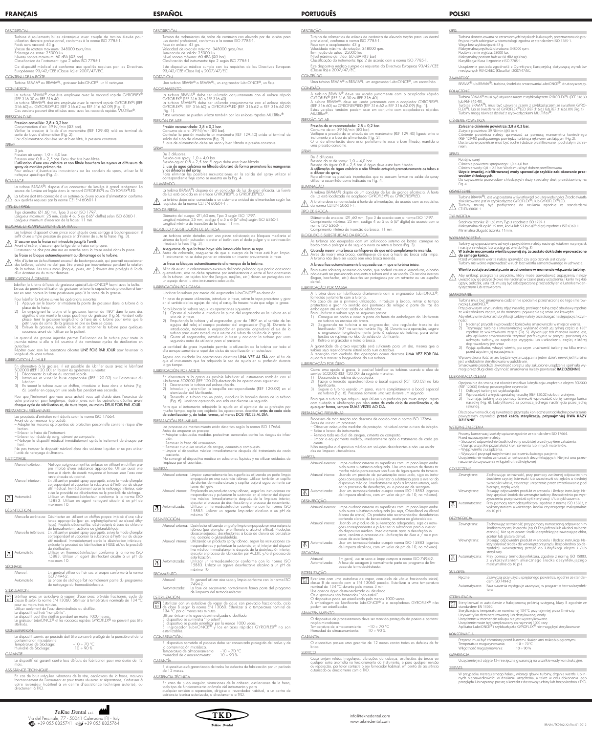# FRANÇAIS

## DESCRIPTION

Turbine à roulements billes céramique avec couple de torsion élevée pour utilisation dentaire professionnel, conformes à la norme ISO 7785-1.
Poids sans raccord: 43 g.
Vitesse de rotation maximum: 348000 tours/min.
Éclairage de sortie: 25000 lux.
Niveau sonore maximum: 60 dBA (@3 bar).
Classification de l'instrument: type 2 selon ISO 7785-1.

Ce dispositif médical est conforme aux qualités requises par les Directives Européennes 93/42/CEE (Classe IIa) et 2007/47/EC.

## CONTENU DE LA BOÎTE

Turbine BRAVIA® ou BRAVIA®L, graisseur LubriONCE®, un fil nettoyeur.

## CONNEXION

La turbine BRAVIA® doit être employée avec le raccord rapide GYROFLEX® (REF 316.30 ou REF 316.40).
La turbine BRAVIA®L doit être employée avec le raccord rapide GYROFLEX®L (REF 316.60) ou GYROFLEX®LED (REF 316.62 et REF 316.62.09) (Fig. 1).
Ces versions peuvent être utilisées aussi avec les raccords rapides MULTIflex®.

## PRESSION D'AIR

**Pression conseillée: 2,8 ± 0,2 bar.**
Consommation d'air: 39 Nl/min (@3 bar).
Vérifier la pression à l'aide d'un manomètre (REF 129.40) relié au terminal de sortie du tuyau d'alimentation (Fig. 2).
L'air d'alimentation doit être sec et bien filtré, à pression constante.

## SPRAY

3 jets.
Pression air spray: 1,0 ÷ 4,0 bar.
Pression eau: 0,8 ÷ 2,5 bar. L'eau doit être bien filtrée.
**L'utilisation d'une eau calcaire et non filtrée bouchera les tuyaux et diffuseurs de spray de manière prématurée.**
Pour enlever d'éventuelles incrustations sur les conduits du spray, utiliser le fil nettoyeur spécifique (Fig. 4).

## ÉCLAIRAGE

La turbine BRAVIA®L dispose d'un conducteur de lumière à grand rendement. La source de lumière est logée dans le raccord GYROFLEX®L ou GYROFLEX®LED.
⚠ La turbine doit être connectée à un système ou à une source d'alimentation conforme aux qualités requises par la norme CEI EN 60601-1.

## TYPE DE FRAISE

Tige diamètre: Ø1,60 mm, Type 3 selon ISO 1797.
Longueur maximum: 25 mm, code 4 ou 5 ou 6 (6ème chiffre) selon ISO 6360-1.
Longueur minimum d'insertion de la fraise: 11 mm.

## BLOCAGE ET REMPLACEMENT DE LA FRAISE

Les turbines disposent d'une pince sophistiquée avec serrage à bouton-poussoir: il suffit d'une simple pression du pouce et d'insérer de suite la fraise (Fig. 3).
⚠ **S'assurer que la fraise soit introduite jusqu'à l'arrêt.**
Avant d'insérer, s'assurer que la tige de la fraise soit propre.
L'instrument ne doit pas être mis en marche sans la fraise insérée dans la pince.
**La fraise se bloque automatiquement au démarrage de la turbine.**
⚠ Afin d'éviter un échauffement excessif du bouton-poussoir, qui pourrait occasionner des brûlures, celui-ci ne doit pas être pressé par inadvertance pendant la rotation de la turbine. Les tissus mous (langue, joues, etc...) doivent être protégés à l'aide d'un écarteur ou du miroir dentaire.

## LUBRIFICATION À GRAISSE

Lubrifier la turbine à l'aide du graisseur spécial LubriONCE® fourni avec la boîte. En cas de première utilisation du graisseur, enlever le capuchon de protection et tourner en sens horaire la tuile postérieure jusqu'à la sortie de la graisse.

Pour lubrifier la turbine suivre les opérations suivantes:
1) Appuyer sur le bouton et introduire la pointe du graisseur dans la turbine à la place de la fraise.
2) En empoignant la turbine et le graisseur, tourner de 180° dans le sens des aiguilles d'une montre le corps postérieur du graisseur (Fig.5). Pendant cette phase, tenir le graisseur longitudinal à l'axe de la turbine pour éviter que le petit tuyau de sortie de la graisse se plie ou bien se casse.
3) Enlever le graisseur, insérer la fraise et actionner la turbine pour quelques secondes avant de l'utiliser sur le patient.

La quantité de graisse injectée permet l'utilisation de la turbine pour toute la journée même si elle a été soumise à de nombreux cycles de stérilisation en autoclave.
Répéter avec soin les opérations décrites **UNE FOIS PAR JOUR** pour favoriser la longévité de votre turbine.

## LUBRIFICATION À L'HUILE

En alternative à la graisse, il est possible de lubrifier aussi avec le lubrifiant SO2000 (REF 120.00) en faisant les opérations suivantes:
1) Déconnecter la turbine du raccord rapide.
2) Introduire et visser la buse appropriée (REF 120.02) sur l'atomiseur du lubrifiant.
3) En tenant la turbine avec un chiffon, introduire la buse dans la turbine (Fig. 6). Lubrifier en appuyant une seule fois pendant une seconde.

Pour que l'instrument que vous avez acheté vous soit d'aide dans l'exercice de votre profession pour longtemps, répéter avec soin les opérations décrites **avant chaque cycle de stérilisation et, de toute façon, au moins DEUX FOIS PAR JOUR.**

## PRÉPARATION PRÉLIMINAIRE

Les procédés d'entretien sont décrits selon la norme ISO 17664.
Avant de commencer le procédé:
– Adopter les mesures appropriées de protection personnelle contre le risque d'infection.
– Enlever la fraise de l'instrument.
– Enlever tout résidu de sang, ciment ou composite.
– Nettoyer le dispositif médical immédiatement après le traitement de chaque patient.
Ne pas tremper le dispositif médical dans des solutions liquides et ne pas utiliser l'unité de nettoyage à ultrasons.

## NETTOYAGE

Manuel extérieur: Nettoyer soigneusement les surfaces en utilisant un chiffon propre imbibé d'une substance appropriée. Utiliser aussi une brosse à dents de dureté moyenne et brosser sous l'eau courante chaude du robinet.
Manuel intérieur: En utilisant un produit spray approprié, suivre le mode d'emploi correspondant et vaporiser la substance à l'intérieur du dispositif médical. Immédiatement après le nettoyage intérieur, exécuter le procédé de désinfection ou le procédé de séchage.
Automatisé: Utiliser un thermodésinfecteur conforme à la norme ISO 15883. Utiliser un agent nettoyant alcalin à un pH de maximum 10.

## DÉSINFECTION

Manuelle extérieure: Désinfecter en utilisant un chiffon propre imbibé d'une substance appropriée (par ex. o-phénylephenol ou alcool éthylique). Produits déconseillés: désinfectants à base de chlorure de benzalkonium, acétone ou glutaraldéhyde.
Manuelle intérieure: En utilisant un produit spray approprié, suivre le mode d'emploi correspondant et vaporiser la substance à l'intérieur du dispositif médical. Immédiatement après la désinfection intérieure, exécuter le procédé de lubrification à HUILE et/ou le procédé de lubrification à GRAISSE.
Automatisée: Utiliser un thermodésinfecteur conforme à la norme ISO 15883. Utiliser un agent désinfectant alcalin à un pH de maximum 10.

## SÉCHAGE

Manuel: En général utiliser de l'air sec et propre conforme à la norme ISO 7494-2.
Automatisée: La phase de séchage fait normalement partie du programme de nettoyage du thermodésinfecteur.

## STÉRILISATION

Stériliser avec un autoclave à vapeur d'eau avec prévide fractionné, cycle de classe B selon la norme EN 13060. Stériliser à température nominale de 134 °C pour au moins trois minutes.
Utiliser seulement de l'eau déminéralisée ou distillée.
Le dispositif est livré "non stérile".
Le dispositif peut être stérilisé pendant au moins 1000 heures.
Le graisseur LubriONCE® et les raccords rapides GYROFLEX® ne peuvent pas être stérilisés.

## CONSERVATION

Le dispositif soumis au procédé doit être conservé protégé de la poussière et de la contamination microbienne.
Température de Stockage: −10 ÷ 70 °C
Humidité de Stockage: 10 ÷ 90 %

## GARANTIE

Le dispositif est garanti contre tous défauts de fabrication pour une durée de 12 mois.

## ASSISTANCE TECHNIQUE

En cas de bruit irrégulier, vibrations de la tête, oscillations de la fraise, mauvais fonctionnement de l'instrument et pour toutes révisions et réparations, s'adresser à votre revendeur habituel à un centre d'assistance technique autorisé, ou directement à TKD.

# ESPAÑOL

## DESCRIPCIÓN

Turbina de rodamientos de bolas de cerámica con elevado par de torsión para uso dental profesional, conforme a la norma ISO 7785-1.
Peso sin enlace: 43 gr.
Velocidad de rotación máxima: 348000 giros/min.
Iluminación de salida: 25000 lux.
Nivel sonoro máximo: 60 dBA (@3 bar).
Clasificación del instrumento: tipo 2 según ISO 7785-1.

Este dispositivo médico cumple con los requisitos de las Directivas Europeas 93/42/CEE (Clase IIa) y 2007/47/EC.

## DOTACIÓN

Una turbina BRAVIA® o BRAVIA®L, un engrasador LubriONCE®, un fleje.

## ACOPLAMIENTO

La turbina BRAVIA® debe ser utilizada conjuntamente con el enlace rápido GYROFLEX® (REF 316.30 o REF 316.40).
La turbina BRAVIA®L debe ser utilizada conjuntamente con el enlace rápido GYROFLEX®L (REF 316.60) o GYROFLEX®LED (REF 316.62 o REF 316.62.09) (Fig. 1).
Estas versiones se pueden utilizar también con los enlaces rápidos MULTIflex®.

## PRESIÓN DE AIRE

**Presión recomendada: 2,8 ± 0,2 bar.**
Consumo de aire: 39 Nl/min (@3 bar).
Controlar la presión mediante un manómetro (REF 129.40) unido al terminal de salida del tubo de alimentación (Fig. 2).
El aire de alimentación debe ser seco y bien filtrado a presión constante.

## SPRAY

De 3 difusores.
Presión aire spray: 1,0 ÷ 4,0 bar.
Presión agua: 0,8 ÷ 2,5 bar. El agua debe estar bien filtrada.
**El uso de agua calcárea no filtrada obturará de forma prematura las mangueras y los difusores del spray.**
Para eliminar las posibles incrustaciones en la salida del spray utilizar el correspondiente fleje como se muestra en la Fig. 4.

## ALUMBRADO

La turbina BRAVIA®L dispone de un conductor de luz de gran eficacia. La fuente de luz está alojada en el enlace GYROFLEX®L o GYROFLEX®LED.
⚠ La turbina debe estar conectada a un sistema o unidad de alimentación según los requisitos de la norma CEI EN 60601-1.

## TIPO DE FRESA

Diámetro del vástago: Ø1,60 mm, Tipo 3 según ISO 1797.
Longitud máxima: 25 mm, código 4 o 5 o 6 (6° cifra) según ISO 6360-1.
Longitud mínima de inserción de la fresa: 11 mm.

## BLOQUEO Y SUSTITUCIÓN DE LA FRESA

Las turbinas están dotadas con una pinza sofisticada de bloqueo mediante el sistema de botón pulsador: apretar el botón con el dedo pulgar y a continuación introducir la fresa (Fig. 3).
⚠ **Asegurarse de que la fresa haya sido introducida hasta su tope.**
Antes de colocarla, asegurarse de que el cuerpo de la fresa esté bien limpio. El instrumento no se debe poner en rotación sin insertar previamente la fresa.
**La fresa se bloquea automáticamente al arranque de la turbina.**
⚠ Al fin de evitar un calentamiento excesivo del botón pulsador, que podría ocasionar quemaduras, éste no debe apretarse por inadvertencia durante el funcionamiento de la turbina. Los tejidos blandos (lengua, mejillas, etc.) deben ser protegidos con un espejo dental u otro instrumento adecuado.

## LUBRIFICACIÓN POR GRASA

Lubrificar la turbina por medio del engrasador LubriONCE® en dotación.
En caso de primera utilización, introducir la fresa, retirar la tapa protectora y girar en el sentido de las agujas del reloj el casquillo trasero hasta que salga la grasa.

Para lubricar la turbina seguir las operaciones siguientes:
1) Oprimir el pulsador e introducir la punta del engrasador en la turbina en el sitio de la fresa.
2) Empuñando la turbina y el engrasador, girar de 180° en el sentido de las agujas del reloj el cuerpo posterior del engrasador (Fig.5). Durante la introducción, mantener el engrasador en posición longitudinal al eje de la turbina para evitar torceduras o roturas del tubito de salida de la grasa.
3) Quitar el engrasador, introducir la fresa y accionar la turbina por unos segundos antes de utilizarla para el paciente.

La cantidad de grasa inyectada permite la utilización de la turbina por todo el día aunque sometida a repetidos ciclos de esterilización en autoclave.

Repetir con cuidado las operaciones descritas **UNA VEZ AL DÍA** con el fin de que el instrumento que ha adquirido le sea de ayuda en su profesión durante largo tiempo.

## LUBRIFICACIÓN POR ACEITE

En alternativa a la grasa es posible lubrificar el instrumento también con el lubrificante SO2000 (REF 120.00) efectuando las operaciones siguientes:
1) Desconectar la turbina del enlace rápido.
2) Introducir y atornillar la boquilla correspondiente (REF 120.02) en el atomizador del lubrificante.
3) Teniendo la turbina con un paño, introducir la boquilla dentro de la turbina (Fig. 6). Lubrificar presionando una sola vez durante un segundo.

Para que el instrumento adquirido le ayude en el ejercicio de su profesión por mucho tiempo, repita con cuidado las operaciones descritas **antes de cada ciclo de esterilización y, de todas formas, al menos DOS VECES AL DÍA.**

## PREPARACIÓN PRELIMINAR

Los procesos de mantenimiento están descritos según la norma ISO 17664.
Antes de empezar un proceso:
– Adoptar adecuadas medidas protectivas personales contra los riesgos de infección.
– Remover la fresa del instrumento.
– Remover cualquier residuo de sangre, cemento o compuesto.
– Limpiar el dispositivo médico inmediatamente después del tratamiento de cada paciente.
No sumergir el dispositivo médico en soluciones líquidas y no utilizar unidades de limpieza por ultrasonidos.

## LIMPIEZA

Manual externa: Limpiar esmeradamente las superficies utilizando un paño limpio empapado en una sustancia idónea. Utilizar también un cepillo de dientes de media dureza y cepillar bajo el agua corriente caliente del grifo.
Manual interna: Empleando un producto spray idóneo, seguir las instrucciones correspondientes y pulverizar la sustancia en el interior del dispositivo médico. Inmediatamente después de la limpieza interior, ejecutar el proceso de desinfección o el proceso de secamiento.
Automatizada: Utilizar un termodesinfector conforme con la norma ISO 15883. Utilizar un agente limpiador alcalino a un pH de máximo 10.

## DESINFECCIÓN

Manual externa: Desinfectar utilizando un paño limpio empapado en una sustancia idónea (por ejemplo: o-fenilfenolo o alcohol etílico). Productos desaconsejados: desinfectantes a base de cloruro de benzalconio, acetona o glutaraldehído.
Manual interna: Utilizando un producto spray idóneo, seguir las instrucciones correspondientes y pulverizar la sustancia en el interior del dispositivo médico. Inmediatamente después de la desinfección interna, ejecutar el proceso de lubricación por ACEITE y/o el proceso de lubricación por GRASA.
Automatizada: Utilizar un termodesinfector conforme con la norma ISO 15883. Utilizar un agente desinfectante alcalino a un pH de máximo 10.

## SECAMIENTO

Manual: En general utilizar aire seco y limpio conforme con la norma ISO 7494-2.
Automatizada: La fase de secamiento normalmente forma parte del programa de limpieza del termodesinfector.

## ESTERILIZACIÓN

Esterilizar con un autoclave de vapor con pre-vacío fraccionado, ciclo de clase B según la norma EN 13060. Esterilizar a la temperatura nominal de 134 °C por al menos tres minutos.
Utilizar únicamente agua desmineralizada o destilada.
El dispositivo se suministra "no estéril".
El dispositivo se puede esterilizar por lo menos 1000 veces.
El engrasador LubriONCE® y los enlaces rápidos GYROFLEX® no son esterilizables.

## CONSERVACIÓN

El dispositivo sometido al proceso debe ser conservado protegido del polvo y de la contaminación microbiana.
Temperatura de almacenamiento: −10 ÷ 70 °C
Humedad de almacenamiento: 10 ÷ 90 %

## GARANTÍA

El dispositivo está garantizado de todos los defectos de fabricación por un período de 12 meses.

## ASISTENCIA TÉCNICA

En caso de ruido irregular, vibraciones de la cabeza, oscilaciones de la fresa, todo tipo de funcionamiento anómalo del instrumento y para cualquier revisión o reparación, dirigirse al revendedor habitual, a un centro de asistencia técnica autorizado, o directamente a TKD.

# PORTUGUÊS

## DESCRIÇÃO

Turbina de rolamentos de esferas de cerâmica de elevado torção para uso dental profissional, conforme a norma ISO 7785-1.
Peso sem o acoplamento: 43 g.
Velocidade máxima de rotação: 348000 rpm.
Iluminação de saída: 25000 lux.
Nível máximo de ruído: 60 dBA (@3 bar).
Classificação do instrumento: tipo 2 de acordo com a norma ISO 7785-1.

Este dispositivo médico cumpre os requisitos da Directivas Europeias 93/42/CEE (Classe IIa) e 2007/47/EC.

## CONTEÚDO

Uma turbina BRAVIA® o BRAVIA®L, um engraxador LubriONCE®, um escovilhão.

## CONEXÃO

A turbina BRAVIA® deve ser usada juntamente com o acoplador rápido GYROFLEX® (REF 316.30 ou REF 316.40).
A turbina BRAVIA®L deve ser usada juntamente com o acoplador GYROFLEX®L (REF 316.60) ou GYROFLEX®LED (REF 316.62 e REF 316.62.09) (Fig. 1).
Estas versões também podem ser usadas com acopladores rápidos MULTIflex®.

## PRESSÃO DO AR

**Pressão do ar recomendada: 2,8 ± 0,2 bar.**
Consumo de ar: 39 Nl/min (@3 bar).
Verifique a pressão do ar através de um manómetro (REF 129.40) ligado entre o instrumento e o tubo de alimentação (Fig. 2).
O ar de alimentação deve estar perfeitamente seco e bem filtrado, mantido a uma pressão constante.

## SPRAY

De 3 difusores.
Pressão do ar do spray: 1,0 ÷ 4,0 bar.
Pressão da água: 0,8 ÷ 2,5 bar. A água deve estar bem filtrada.
**A utilização de água calcária e não filtrada entupirá prematuramente os tubos e o difusor do spray.**
Para remover os possíveis incrustações que possam formar na saída do spray utilizar o escovilhão como indicado na Fig. 4.

## ILUMINAÇÃO

A turbina BRAVIA®L dispõe de um condutor de luz de grande eficiência. A fonte de luz está localizada no acoplador GYROFLEX®L ou GYROFLEX®LED.
⚠ A turbina deve ser conectada à fonte de alimentação, de acordo com os requisitos da norma CEI EN 60601-1.

## TIPO DE BROCA

Diâmetro do encaixe: Ø1,60 mm, Tipo 3 de acordo com a norma ISO 1797.
Comprimento máximo: 25 mm, código 4 ou 5 ou 6 (6° dígito) de acordo com a norma ISO 6360-1.
Comprimento mínimo de inserção da broca: 11 mm.

## BLOQUEIO E SUBSTITUIÇÃO DA BROCA

As turbinas são equipadas com um sofisticado sistema de botão: carregue no botão com o polegar e de seguida insira ou retire a broca (Fig. 3).
⚠ **Quando inserir uma broca certifique-se de que esta completamente inserida.**
Antes de inserir uma broca, certifique-se de que a haste da broca está limpa. A turbina não deve ser usada sem uma broca inserida.
**A broca fica automaticamente bloqueada assim que a turbina inicia.**
⚠ Para evitar sobreaquecimento do botão, que poderá causar queimaduras, o botão não deverá ser pressionado enquanto a turbina está a ser usada. Os tecidos internos (língua, bochecha, etc.) deverão ser protegidos por um retractor ou um espelho dental.

## LUBRIFICAÇÃO POR MASSA

A turbina deve ser lubrificada diariamente com o engraxador LubriONCE®, fornecido juntamente com a turbina.
No caso de ser a primeira utilização, introduzir a broca, retirar a tampa protetora e girar no sentido dos ponteiros do relógio a parte de trás da embalagem até verificar saída de lubrificante.
Para lubrificar a turbina siga os seguintes passos:
1) Carregue no botão e insira a ponta da frente do embalagem do lubrificante na turbina no encaixe da broca.
2) Segurando na turbina e na engraxador, vire regulador traseiro do lubrificador 180° no sentido horário (Fig. 5). Durante esta operação, segure o engraxador longitudinalmente junto à cabeça da turbina, para evitar torções ou ruturas no tubo de saída do lubrificante.
3) Retire o engraxador e insira a broca.

A quantidade de graxa injectada será suficiente para um dia, mesmo que a turbina seja repetidamente esterilizada num autoclave.
A repetição com cuidado das operações acima descritas **UMA VEZ POR DIA** ajudará a manter a longevidade da sua turbina.

## LUBRIFICAÇÃO POR ÓLEO

Como uma opção à graxa, é possível lubrificar as turbinas usando o óleo de serviço SO2000 (REF 120.00) da seguinte maneira:
1) Desconecte a turbina do acoplador.
2) Faz-se a inserção aparafusando-se o bocal especial (REF 120.02) na lata lubrificante.
3) Segure a turbina usando um pano, inserte completamente o bocal especial na turbina (Fig. 6). Pressione somente uma vez durante um segundo.

Para que a turbina que adquiriu seja útil em sua profissão por muito tempo, repita com cuidado a lubrificação por óleo **antes de cada ciclo de esterilização e, de qualquer forma, sempre DUAS VEZES AO DIA.**

## PREPARAÇÃO PRELIMINAR

Processos de manutenção são descritos de acordo com a norma ISO 17664.
Antes de iniciar um processo:
– Observar adequadas medidas de protecção individual contra o risco de infecção.
– Retire a broca do instrumento.
– Remova todo residual de sangue, cimento ou composto.
– Limpar o equipamento médico, imediatamente após o tratamento de cada paciente.
Não mergulhe o dispositivo médico em soluções desinfetantes e não use unidades de limpeza ultrassônicas.

## LIMPEZA

Manual exterior: Limpe cuidadosamente as superfícies com um pano limpo embebido numa substância adequada. Use uma escova de dentes tamanho médio para esfregar sob fluxo de água quente da torneira.
Manual interno: Usando um produto de pulverização adequado, siga as instruções correspondentes e pulverize a substância para o interior do dispositivo médico. Imediatamente após a limpeza interna, realizar o processo de desinfecção, ou o processo de secagem.
Automatizado: Usar um termodesinfetador cumprir norma ISO 15883 (agentes de limpeza alcalinos, com um valor de pH de 10, no máximo).

## DESINFECÇÃO

Manual exterior: Limpe cuidadosamente as superfícies com um pano limpo embebido numa substância adequada (ou seja, O-fenilfenol ou álcool à base de etanol). Os produtos não recomendados: desinfetantes contendo cloreto de benzalcónio, acetona ou glutaraldeído.
Manual interno: Usando um produto de pulverização adequado, siga as instruções correspondentes e pulverize a substância para o interior do dispositivo médico. Imediatamente após a desinfecção interna, executar o processo de lubrificação do óleo e / ou o processo de esterilização.
Automatizado: Usar um termodesinfetador cumprir norma ISO 15883 (agentes de limpeza alcalinos, com um valor de pH de 10, no máximo).

## SECAGEM

Manual: Em geral, use ar seco e limpo cumpra a norma ISO 7494-2.
Automatizado: A fase de secagem é normalmente parte do programa de limpeza do termodesinfetador.

## ESTERILIZAÇÃO

Esterilizar com um autoclave de vapor, com ciclo de vácuo fraccionado inicial, classe B de acordo com a EN 13060 padrão. Esterilizar a uma temperatura nominal de 134 °C durante pelo menos 3 min.
Use apenas água desmineralizada ou destilada.
Os dispositivos são fornecidos "não estéril".
O dispositivo pode ser esterilizado pelo menos 1000 vezes.
A embalagem de lubrificante LubriONCE® e o acopladores GYROFLEX® não podem ser esterilizados.

## ARMAZENAMENTO

O dispositivo de processamento deve ser mantido protegido da poeira e contaminação microbiana.
Temperatura de armazenamento: −10 ÷ 70 °C
Humidade de armazenamento: 10 ÷ 90 %

## GARANTIA

O dispositivo possui uma garantia de 12 meses contra todos os defeitos de fabrico.

## SERVIÇO

Caso surjam ruídos irregulares, vibrações da cabeça, oscilações da broca ou qualquer outra anomalia no funcionamento do instrumento, e para qualquer revisão ou reparação, por favor contacte o seu fornecedor habitual, um centro de assistência autorizado ou directamente a TKD.

# POLSKI

## OPIS

Turbina skonstruowana na ceramicznych łożyskach kulkowych, przeznaczona do profesjonalnych zabiegów w stomatologii zgodna ze standardem ISO 7785-1.
Waga bez szybkozłącza: 43 g.
Maksymalna prędkość obrotowa: 348000 rpm.
Podświetlenie wyjścia: 25000 lux.
Maksymalny poziom hałasu: 60 dBA (@3 bar).
Klasyfikacja: Klasa II zgodnie z ISO 7785-1.

Urządzenie posiada zgodność z Dyrektywą Europejską dotyczącą wyrobów medycznych 93/42/EEC (Klasa IIa) i 2007/47/EC.

## ZAWARTOŚĆ

BRAVIA® lub BRAVIA®L turbina, środek do smarowania LubriONCE®, drut czyszczący.

## POŁĄCZENIE

Turbina BRAVIA® musi być używana razem z szybkozłączem GYROFLEX® (REF 316.30 lub REF 316.40).
Turbina BRAVIA®L musi być używana razem z szybkozłączem ze światłem GYROFLEX®L (REF 316.60) lub ze światłem LED GYROFLEX®LED (REF 316.62 lub REF 316.62.09) (Fig. 1).
Turbiny mogą również działać z szybkozłączkami MULTIflex®.

## CIŚNIENIE POWIETRZA

**Zalecane ciśnienie powietrza: 2,8 ± 0,2 bar.**
Zużycie powietrza: 39 Nl/min (@3 bar).
Ciśnienie powietrza należy sprawdzać za pomocą manometru kontrolnego (REF 129.40) podłączonego pomiędzy turbiną a rękawem zasilającym (Fig. 2).
Dostarczane powietrze musi być suche i dobrze przefiltrowane, pod stałym ciśnieniem.

## SPRAY

Potrójny spray.
Ciśnienie powietrza sprejowego: 1,0 ÷ 4,0 bar.
Ciśnienie wody: 0,8 ÷ 2,5 bar. Woda musi być dobrze przefiltrowana.
**Używanie twardej, niefiltrowanej wody spowoduje szybkie zablokowanie przewodów chłodzących.**
Do czyszczenia przewodów chłodzących służy specjalny drut, przedstawiony na Fig. 4.

## OŚWIETLENIE

Turbina BRAVIA®L jest wyposażona w światłowód o dużej wydajności. Źródło światła zlokalizowane jest w szybkozłączce GYROFLEX®L lub GYROFLEX®LED.
⚠ Turbiny muszą być podłączone do zasilania zgodnie ze standardami CEI EN 60601-1.

## TYP WIERTŁA

Średnica trzonka: Ø 1,60 mm, Typ 3 zgodnie z ISO 1797-1.
Maksymalna długość: 25 mm, kod 4 lub 5 lub 6 (6th digit) zgodnie z ISO 6360-1.
Minimalna długość trzonka: 11 mm.

## WYMIANA WIERTŁA

Turbiny są wyposażone w uchwyt z przyciskiem: należy nacisnąć kciukiem na przycisk i następnie włożyć lub wyciągnąć wiertło (Fig. 3).
⚠ **W trakcie mocowania wiertła upewnij się, że zostało dokładnie wprowadzone do samego końca.**
Przed włożeniem wiertła należy sprawdzić czy jego trzonek jest czysty.
Turbiny nie wolno wprowadzać w ruch bez wiertła zamontowanego w uchwycie.
**Wiertło zostaje automatycznie uruchomione w momencie włączenia turbiny.**
⚠ Aby uniknąć przegrzania przycisku, który może powodować poparzenia, należy uważać aby go przypadkowo nie nacisnąć w czasie pracy urządzenia. Tkanki miękkie (język, policzek, usta itd.) muszą być zabezpieczone przez odchylenie lusterkiem dentystycznym lub retraktorem.

## SMAROWANIE

Turbina musi być smarowana codziennie specjalnie przeznaczoną do tego smarowniczką LubriONCE®.
Przy pierwszym użyciu należy zdjąć nasadkę, przekręcić tylną część obudowy zgodnie ze wskazówkami zegara, aż do momentu pojawienia się smaru na krawędzi.
Aby efektywnie dokonać lubryfikacji turbiny należy przestrzegać następujących czynności:
1) Nacisnąć przycisk i wprowadzić końcówkę smarowniczki w miejsce wiertła.
2) Trzymając turbinę i smarowniczkę wykonać obrót jej tylnej części o 180° zgodnie ze wskazówkami zegara (Fig. 5). W tym czasie trzeba trzymać smarowniczkę wzdłuż osi turbiny w ten sposób, aby aplikator smarowniczki trzymać perfekcyjnie w pozycji pozwalającej uniknąć uszkodzenia części, z której doprowadzany jest smar.
3) Wyjąć aplikator, włożyć wiertło, po czym uruchomić turbinę na kilka minut przed użyciem jej na pacjencie.

Wprowadzona ilość smaru będzie wystarczająca na jeden dzień, nawet jeśli turbina jest wielokrotnie sterylizowana w autoklawie.
Smarowanie przedłuża żywotność sprzętu aby zakupione urządzenie spełniało wymogi przez długi okres czynności smarowania należy powtarzać **RAZ DZIENNIE**.

## LUBRYFIKACJA OLEJEM

Opcjonalnie do smaru jest również możliwa lubryfikacja urządzenia olejem SO2000 (REF 120.00) śledząc poszczególne czynności:
1) Odłączyć turbinę od szybkozłączki.
2) Wprowadzić i wkręcić specjalną nasadkę (REF 120.02) do butli z olejem.
3) Trzymając turbinę przy pomocy ściereczki wprowadzić do jej samego końca nasadkę (Fig. 6). Lubryfikować za pomocą jednego naciśnięcia przez jedną sekundę.

Dla zapewnienia długiej żywotności przyrządu konieczne jest dokładne powtarzanie powyższych czynności **przed każdą sterylizacją, przynajmniej DWA RAZY DZIENNIE.**

## WSTĘPNE ZALECENIA

Procesy konserwacji zostały opisane zgodnie ze standardem ISO 17664.
Przed rozpoczęciem należy:
– Stosować odpowiednie środki ochrony osobistej przed ryzykiem zakażenia.
– Usunąć wszystkie pozostałości krwi, cementu lub innych materiałów.
– Wyjąć wiertło z urządzenia.
– Wyczyścić przyrząd natychmiast po leczeniu każdego pacjenta.
Urządzenia nie wolno zanurzać w roztworach dezynfekujących. Nie jest ono przeznaczone do czyszczenia w kąpieli ultradźwiękowej.

## CZYSZCZENIE

Zewnętrzne: Zachowując ostrożność, przy pomocy zwilżonej odpowiednim środkiem czystej ściereczki (np. szczoteczki do zębów o średniej twardości) wiosna, czyszcząc urządzenie przez szczotkowanie pod bieżącą, ciepłą wodą.
Wewnętrzne: Stosując odpowiedni produkt w areozolu i śledząc instrukcję. Należy spryskać środek do wewnątrz turbiny. Bezpośrednio po wyczyszczeniu przeprowadzić cykl sterylizacji i/lub cykl suszenia.
Automatyczne: Przy pomocy termodezynfektora, zgodnie z normą ISO 15883, z wykorzystaniem alkalicznego środka czyszczącego maksymalnie do 10 pH.

## DEZYNFEKCJA

Zewnętrzna: Zachowując ostrożność, przy pomocy namoczonej odpowiednim środkiem czystej ściereczki (np. O-Fenylofenol lub alkohol na bazie etanolu). Nie są zalecane: środki dezynfekcyjne zawierające chlor, aceton lub glutaraldehyd.
Wewnętrzna: Stosując odpowiedni produkt w areozolu i śledząc instrukcję. Należy spryskać środek do wewnątrz przyrządu. Bezpośrednio po dezynfekcji wewnętrznej przejść do lubryfikacji olejem i /lub sterylizacji.
Automatyczna: Przy pomocy termodezynfektora, zgodnie z normą ISO 15883, z wykorzystaniem alkalicznego środka dezynfekującego maksymalnie do 10 pH.

## SUSZENIE

Ręczne: Zazwyczaj przy użyciu sprężonego powietrza, zgodnie ze standardem ISO 7494-2.
Automatyczne: Faza suszenia występuje zazwyczaj w programie termodezynfektora.

## STERYLIZACJA

Sterylizować w autoklawie z frakcjonową próżnią wstępną, klasy B zgodnie ze standardem EN 13060.
Sterylizacja w temperaturze nominalnej 134 °C przynajmniej przez 3 minuty.
Używać tylko demineralizowanej lub destylowanej wody.
Urządzenie w momencie zakupu nie jest wysterylizowane.
Urządzenie może być sterylizowany co najmniej 1000 razy.
Aplikator LubriONCE® i szybkozłączka GYROFLEX® nie mogą być sterylizowane.

## KONSERWACJA

Przyrząd musi być chroniony przed kurzem i skażeniami mikrobiologicznymi.
Temperatura magazynowania: -10 ÷ 70 °C
Wilgotność magazynowania: 10 ÷ 90 %

## GWARANCJA

Urządzenie jest objęte 12-miesięczną gwarancją na wszelkie wady konstrukcyjne.

## SERWIS

W przypadku nieregularnego hałasu, wibracji głowki turbiny, drgania wiertła lub innych nieprawidłowości w działaniu urządzenia, a także w celu dokonania jego przeglądu lub naprawy, proszę o kontakt z dostawcą turbiny lub bezpośrednio z TKD.

---

TeKne Dental s.r.l.
Via del Pescinale, 77 - 50041 Calenzano (FI) - Italy
+39 055 8825741 / +39 055 8825764

TKD – TeKne Dental

info@teknedental.com
www.teknedental.com

BRAVIA/TKD162 X2/Rev.01.2013